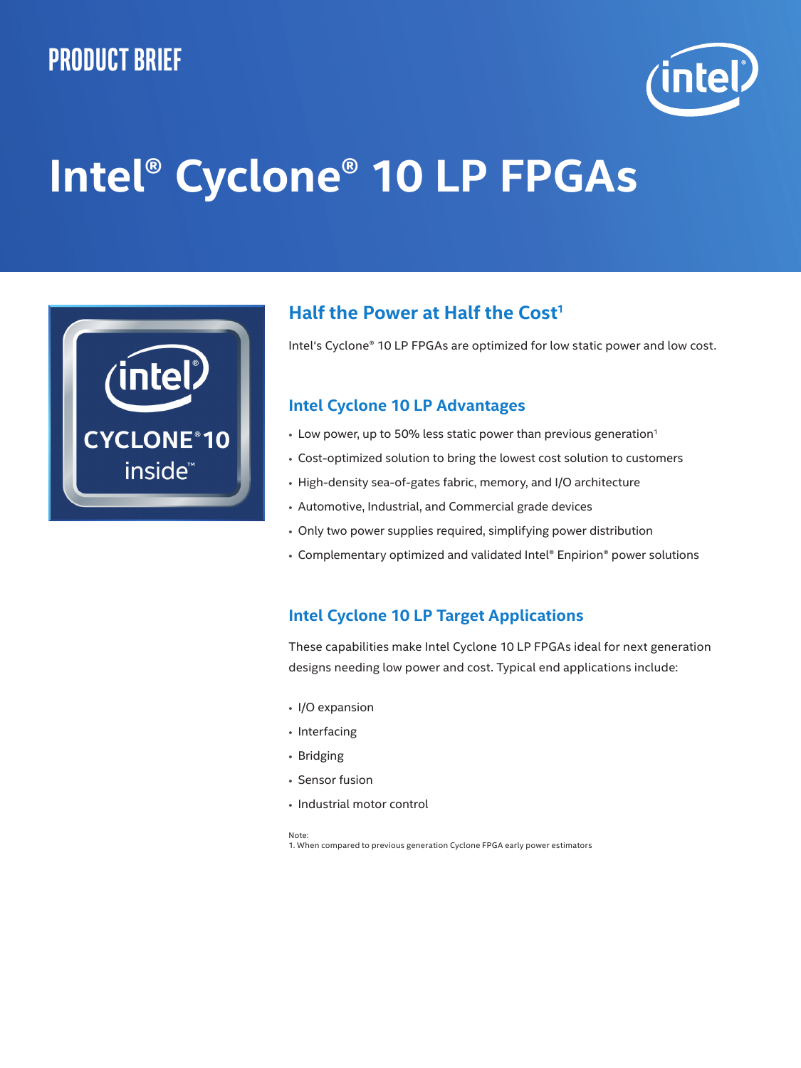PRODUCT BRIEF

# Intel® Cyclone® 10 LP FPGAs

## Half the Power at Half the Cost[1]

Intel's Cyclone® 10 LP FPGAs are optimized for low static power and low cost.

## Intel Cyclone 10 LP Advantages

- Low power, up to 50% less static power than previous generation[1]
- Cost-optimized solution to bring the lowest cost solution to customers
- High-density sea-of-gates fabric, memory, and I/O architecture
- Automotive, Industrial, and Commercial grade devices
- Only two power supplies required, simplifying power distribution
- Complementary optimized and validated Intel® Enpirion® power solutions

## Intel Cyclone 10 LP Target Applications

These capabilities make Intel Cyclone 10 LP FPGAs ideal for next generation designs needing low power and cost. Typical end applications include:

- I/O expansion
- Interfacing
- Bridging
- Sensor fusion
- Industrial motor control

Note:
1. When compared to previous generation Cyclone FPGA early power estimators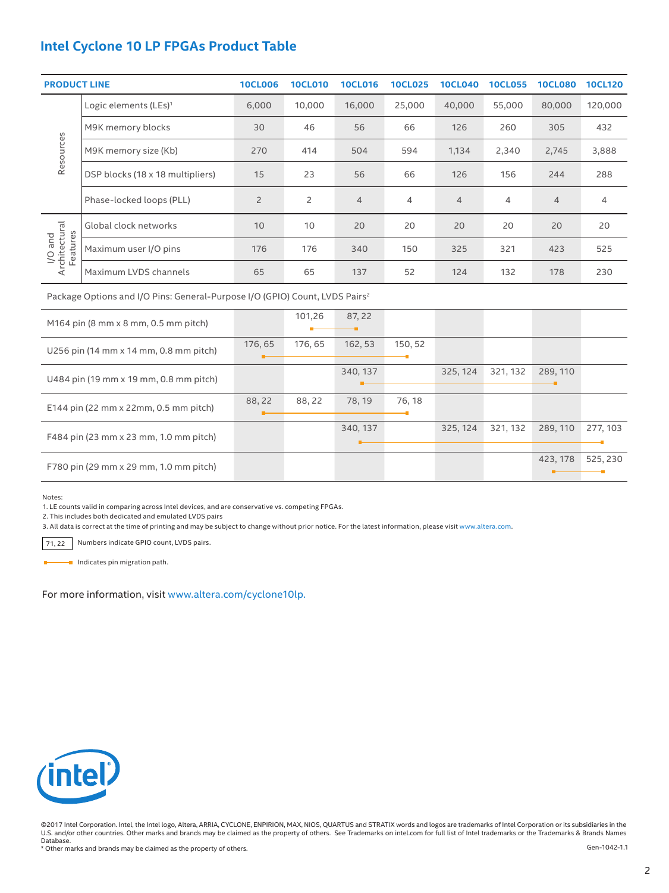# Intel Cyclone 10 LP FPGAs Product Table

| PRODUCT LINE | | 10CL006 | 10CL010 | 10CL016 | 10CL025 | 10CL040 | 10CL055 | 10CL080 | 10CL120 |
|---|---|---|---|---|---|---|---|---|---|
| Resources | Logic elements (LEs)[1] | 6,000 | 10,000 | 16,000 | 25,000 | 40,000 | 55,000 | 80,000 | 120,000 |
| | M9K memory blocks | 30 | 46 | 56 | 66 | 126 | 260 | 305 | 432 |
| | M9K memory size (Kb) | 270 | 414 | 504 | 594 | 1,134 | 2,340 | 2,745 | 3,888 |
| | DSP blocks (18 x 18 multipliers) | 15 | 23 | 56 | 66 | 126 | 156 | 244 | 288 |
| | Phase-locked loops (PLL) | 2 | 2 | 4 | 4 | 4 | 4 | 4 | 4 |
| I/O and Architectural Features | Global clock networks | 10 | 10 | 20 | 20 | 20 | 20 | 20 | 20 |
| | Maximum user I/O pins | 176 | 176 | 340 | 150 | 325 | 321 | 423 | 525 |
| | Maximum LVDS channels | 65 | 65 | 137 | 52 | 124 | 132 | 178 | 230 |

Package Options and I/O Pins: General-Purpose I/O (GPIO) Count, LVDS Pairs[2]

| Package | 10CL006 | 10CL010 | 10CL016 | 10CL025 | 10CL040 | 10CL055 | 10CL080 | 10CL120 |
|---|---|---|---|---|---|---|---|---|
| M164 pin (8 mm x 8 mm, 0.5 mm pitch) | | 101,26 | 87, 22 | | | | | |
| U256 pin (14 mm x 14 mm, 0.8 mm pitch) | 176, 65 | 176, 65 | 162, 53 | 150, 52 | | | | |
| U484 pin (19 mm x 19 mm, 0.8 mm pitch) | | | 340, 137 | | 325, 124 | 321, 132 | 289, 110 | |
| E144 pin (22 mm x 22mm, 0.5 mm pitch) | 88, 22 | 88, 22 | 78, 19 | 76, 18 | | | | |
| F484 pin (23 mm x 23 mm, 1.0 mm pitch) | | | 340, 137 | | 325, 124 | 321, 132 | 289, 110 | 277, 103 |
| F780 pin (29 mm x 29 mm, 1.0 mm pitch) | | | | | | | 423, 178 | 525, 230 |

Notes:

1. LE counts valid in comparing across Intel devices, and are conservative vs. competing FPGAs.
2. This includes both dedicated and emulated LVDS pairs
3. All data is correct at the time of printing and may be subject to change without prior notice. For the latest information, please visit www.altera.com.

71, 22 — Numbers indicate GPIO count, LVDS pairs.

Indicates pin migration path.

For more information, visit www.altera.com/cyclone10lp.

©2017 Intel Corporation. Intel, the Intel logo, Altera, ARRIA, CYCLONE, ENPIRION, MAX, NIOS, QUARTUS and STRATIX words and logos are trademarks of Intel Corporation or its subsidiaries in the U.S. and/or other countries. Other marks and brands may be claimed as the property of others. See Trademarks on intel.com for full list of Intel trademarks or the Trademarks & Brands Names Database.
* Other marks and brands may be claimed as the property of others.

Gen-1042-1.1